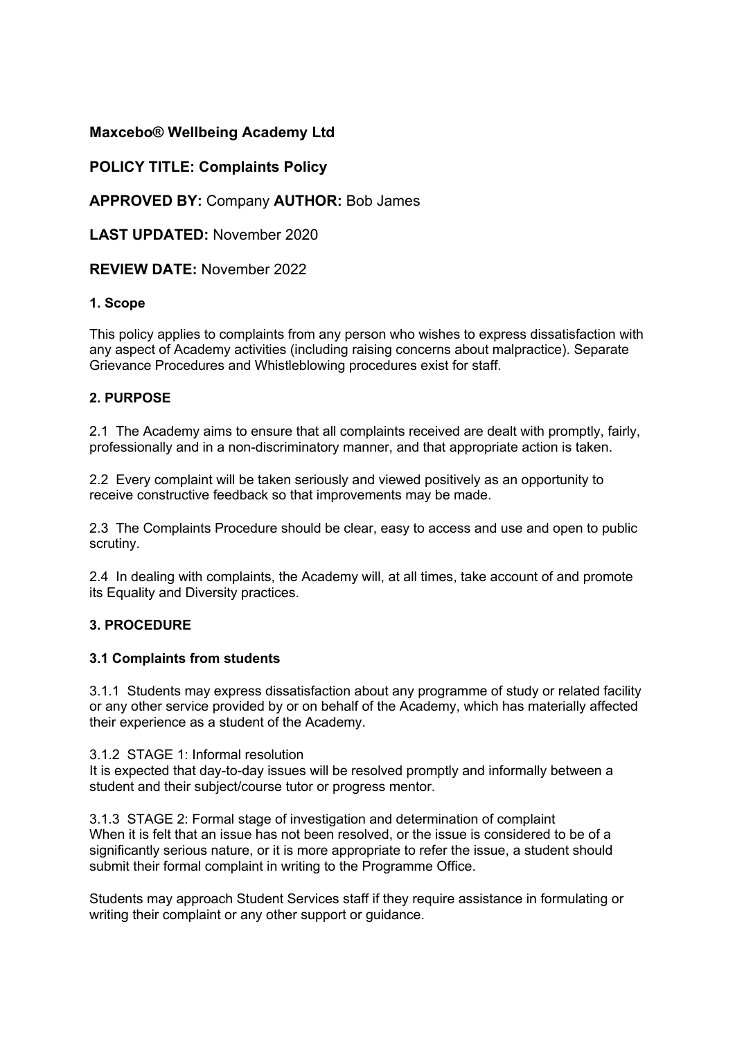## Maxcebo® Wellbeing Academy Ltd

## POLICY TITLE: Complaints Policy

**APPROVED BY:** Company **AUTHOR:** Bob James

**LAST UPDATED:** November 2020

**REVIEW DATE:** November 2022

### 1. Scope

This policy applies to complaints from any person who wishes to express dissatisfaction with any aspect of Academy activities (including raising concerns about malpractice). Separate Grievance Procedures and Whistleblowing procedures exist for staff.

### 2. PURPOSE

2.1 The Academy aims to ensure that all complaints received are dealt with promptly, fairly, professionally and in a non-discriminatory manner, and that appropriate action is taken.

2.2 Every complaint will be taken seriously and viewed positively as an opportunity to receive constructive feedback so that improvements may be made.

2.3 The Complaints Procedure should be clear, easy to access and use and open to public scrutiny.

2.4 In dealing with complaints, the Academy will, at all times, take account of and promote its Equality and Diversity practices.

### 3. PROCEDURE

#### 3.1 Complaints from students

3.1.1 Students may express dissatisfaction about any programme of study or related facility or any other service provided by or on behalf of the Academy, which has materially affected their experience as a student of the Academy.

3.1.2 STAGE 1: Informal resolution
It is expected that day-to-day issues will be resolved promptly and informally between a student and their subject/course tutor or progress mentor.

3.1.3 STAGE 2: Formal stage of investigation and determination of complaint
When it is felt that an issue has not been resolved, or the issue is considered to be of a significantly serious nature, or it is more appropriate to refer the issue, a student should submit their formal complaint in writing to the Programme Office.

Students may approach Student Services staff if they require assistance in formulating or writing their complaint or any other support or guidance.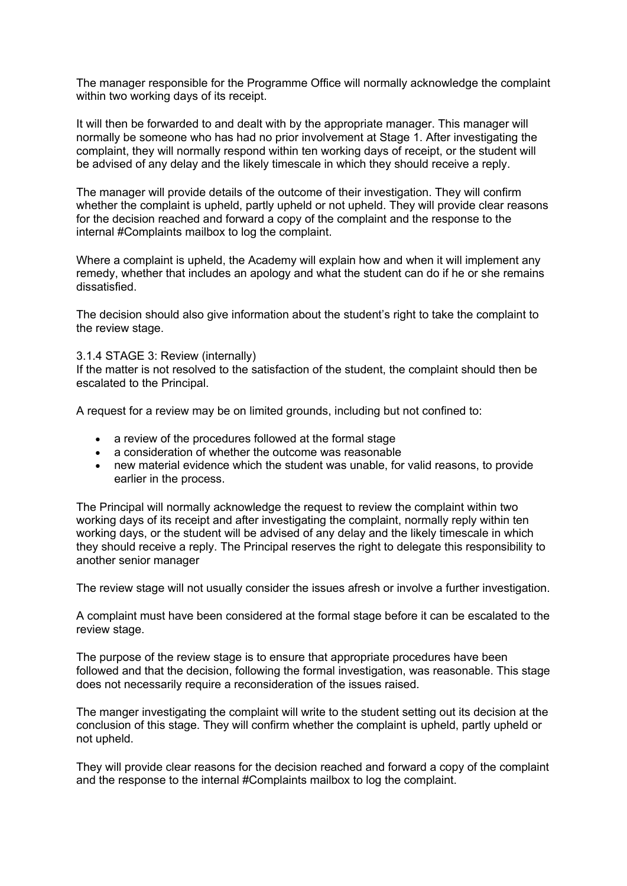The manager responsible for the Programme Office will normally acknowledge the complaint within two working days of its receipt.

It will then be forwarded to and dealt with by the appropriate manager. This manager will normally be someone who has had no prior involvement at Stage 1. After investigating the complaint, they will normally respond within ten working days of receipt, or the student will be advised of any delay and the likely timescale in which they should receive a reply.

The manager will provide details of the outcome of their investigation. They will confirm whether the complaint is upheld, partly upheld or not upheld. They will provide clear reasons for the decision reached and forward a copy of the complaint and the response to the internal #Complaints mailbox to log the complaint.

Where a complaint is upheld, the Academy will explain how and when it will implement any remedy, whether that includes an apology and what the student can do if he or she remains dissatisfied.

The decision should also give information about the student's right to take the complaint to the review stage.

### 3.1.4 STAGE 3: Review (internally)

If the matter is not resolved to the satisfaction of the student, the complaint should then be escalated to the Principal.

A request for a review may be on limited grounds, including but not confined to:

- a review of the procedures followed at the formal stage
- a consideration of whether the outcome was reasonable
- new material evidence which the student was unable, for valid reasons, to provide earlier in the process.

The Principal will normally acknowledge the request to review the complaint within two working days of its receipt and after investigating the complaint, normally reply within ten working days, or the student will be advised of any delay and the likely timescale in which they should receive a reply. The Principal reserves the right to delegate this responsibility to another senior manager

The review stage will not usually consider the issues afresh or involve a further investigation.

A complaint must have been considered at the formal stage before it can be escalated to the review stage.

The purpose of the review stage is to ensure that appropriate procedures have been followed and that the decision, following the formal investigation, was reasonable. This stage does not necessarily require a reconsideration of the issues raised.

The manger investigating the complaint will write to the student setting out its decision at the conclusion of this stage. They will confirm whether the complaint is upheld, partly upheld or not upheld.

They will provide clear reasons for the decision reached and forward a copy of the complaint and the response to the internal #Complaints mailbox to log the complaint.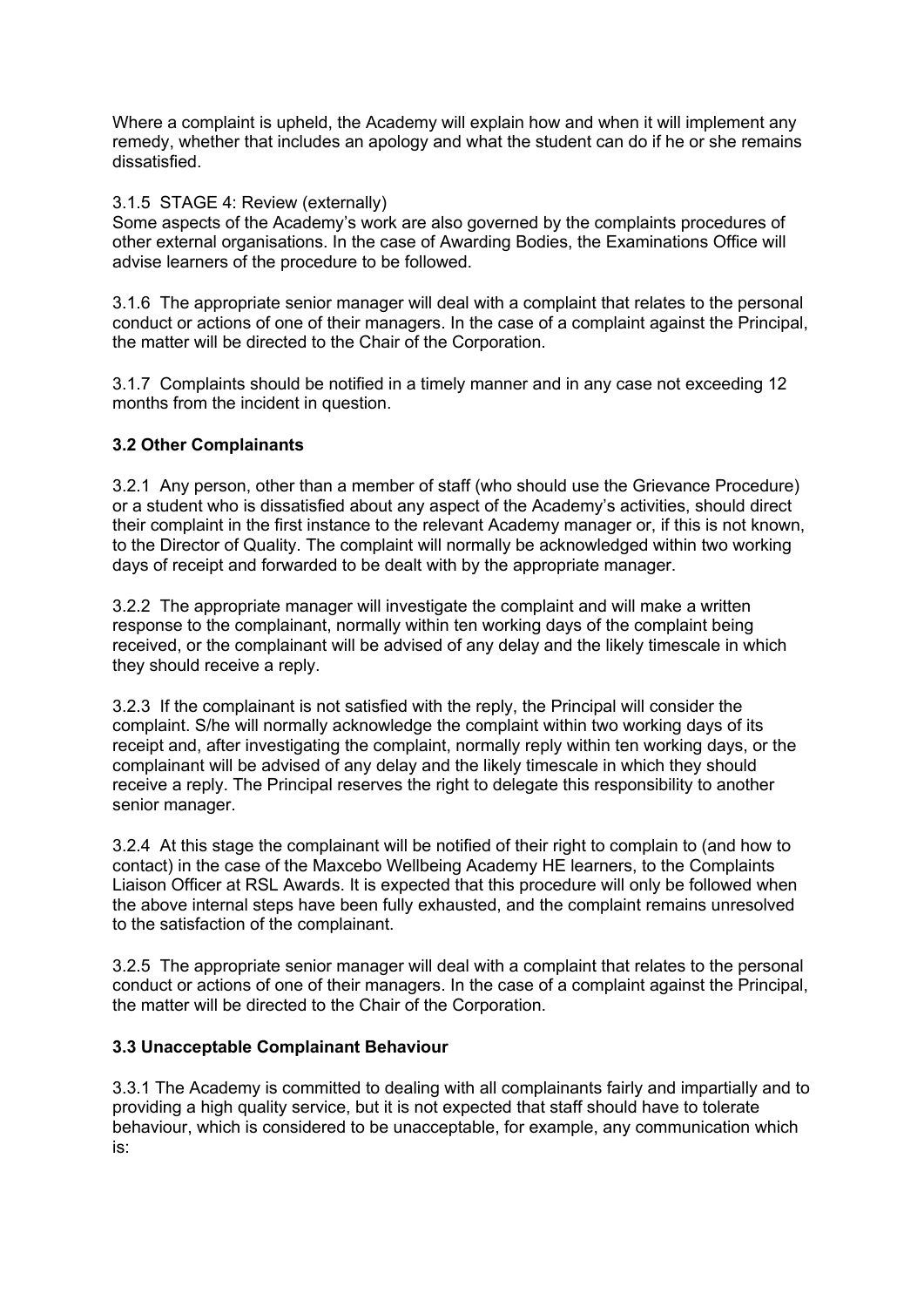Where a complaint is upheld, the Academy will explain how and when it will implement any remedy, whether that includes an apology and what the student can do if he or she remains dissatisfied.

3.1.5 STAGE 4: Review (externally)
Some aspects of the Academy's work are also governed by the complaints procedures of other external organisations. In the case of Awarding Bodies, the Examinations Office will advise learners of the procedure to be followed.

3.1.6 The appropriate senior manager will deal with a complaint that relates to the personal conduct or actions of one of their managers. In the case of a complaint against the Principal, the matter will be directed to the Chair of the Corporation.

3.1.7 Complaints should be notified in a timely manner and in any case not exceeding 12 months from the incident in question.

**3.2 Other Complainants**

3.2.1 Any person, other than a member of staff (who should use the Grievance Procedure) or a student who is dissatisfied about any aspect of the Academy's activities, should direct their complaint in the first instance to the relevant Academy manager or, if this is not known, to the Director of Quality. The complaint will normally be acknowledged within two working days of receipt and forwarded to be dealt with by the appropriate manager.

3.2.2 The appropriate manager will investigate the complaint and will make a written response to the complainant, normally within ten working days of the complaint being received, or the complainant will be advised of any delay and the likely timescale in which they should receive a reply.

3.2.3 If the complainant is not satisfied with the reply, the Principal will consider the complaint. S/he will normally acknowledge the complaint within two working days of its receipt and, after investigating the complaint, normally reply within ten working days, or the complainant will be advised of any delay and the likely timescale in which they should receive a reply. The Principal reserves the right to delegate this responsibility to another senior manager.

3.2.4 At this stage the complainant will be notified of their right to complain to (and how to contact) in the case of the Maxcebo Wellbeing Academy HE learners, to the Complaints Liaison Officer at RSL Awards. It is expected that this procedure will only be followed when the above internal steps have been fully exhausted, and the complaint remains unresolved to the satisfaction of the complainant.

3.2.5 The appropriate senior manager will deal with a complaint that relates to the personal conduct or actions of one of their managers. In the case of a complaint against the Principal, the matter will be directed to the Chair of the Corporation.

**3.3 Unacceptable Complainant Behaviour**

3.3.1 The Academy is committed to dealing with all complainants fairly and impartially and to providing a high quality service, but it is not expected that staff should have to tolerate behaviour, which is considered to be unacceptable, for example, any communication which is: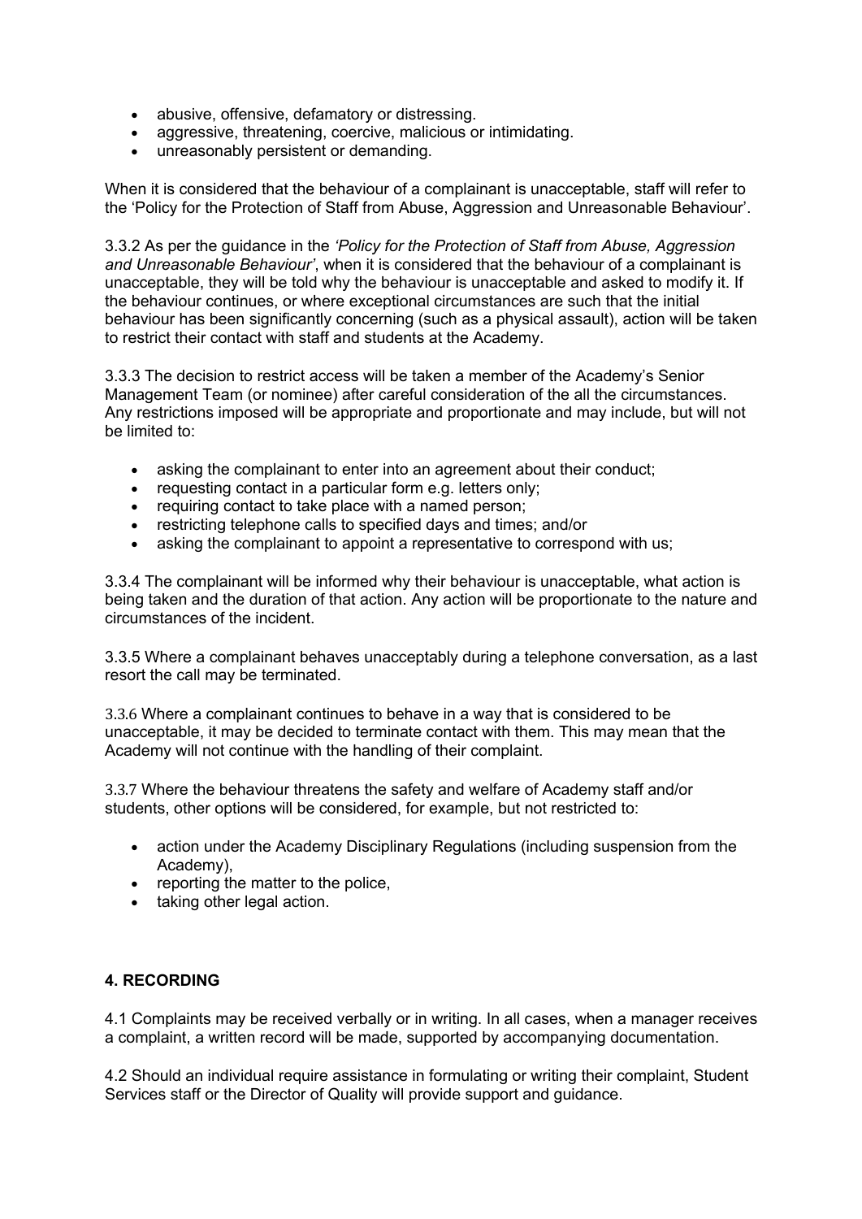- abusive, offensive, defamatory or distressing.
- aggressive, threatening, coercive, malicious or intimidating.
- unreasonably persistent or demanding.

When it is considered that the behaviour of a complainant is unacceptable, staff will refer to the 'Policy for the Protection of Staff from Abuse, Aggression and Unreasonable Behaviour'.

3.3.2 As per the guidance in the *'Policy for the Protection of Staff from Abuse, Aggression and Unreasonable Behaviour'*, when it is considered that the behaviour of a complainant is unacceptable, they will be told why the behaviour is unacceptable and asked to modify it. If the behaviour continues, or where exceptional circumstances are such that the initial behaviour has been significantly concerning (such as a physical assault), action will be taken to restrict their contact with staff and students at the Academy.

3.3.3 The decision to restrict access will be taken a member of the Academy's Senior Management Team (or nominee) after careful consideration of the all the circumstances. Any restrictions imposed will be appropriate and proportionate and may include, but will not be limited to:

- asking the complainant to enter into an agreement about their conduct;
- requesting contact in a particular form e.g. letters only;
- requiring contact to take place with a named person;
- restricting telephone calls to specified days and times; and/or
- asking the complainant to appoint a representative to correspond with us;

3.3.4 The complainant will be informed why their behaviour is unacceptable, what action is being taken and the duration of that action. Any action will be proportionate to the nature and circumstances of the incident.

3.3.5 Where a complainant behaves unacceptably during a telephone conversation, as a last resort the call may be terminated.

3.3.6 Where a complainant continues to behave in a way that is considered to be unacceptable, it may be decided to terminate contact with them. This may mean that the Academy will not continue with the handling of their complaint.

3.3.7 Where the behaviour threatens the safety and welfare of Academy staff and/or students, other options will be considered, for example, but not restricted to:

- action under the Academy Disciplinary Regulations (including suspension from the Academy),
- reporting the matter to the police,
- taking other legal action.

**4. RECORDING**

4.1 Complaints may be received verbally or in writing. In all cases, when a manager receives a complaint, a written record will be made, supported by accompanying documentation.

4.2 Should an individual require assistance in formulating or writing their complaint, Student Services staff or the Director of Quality will provide support and guidance.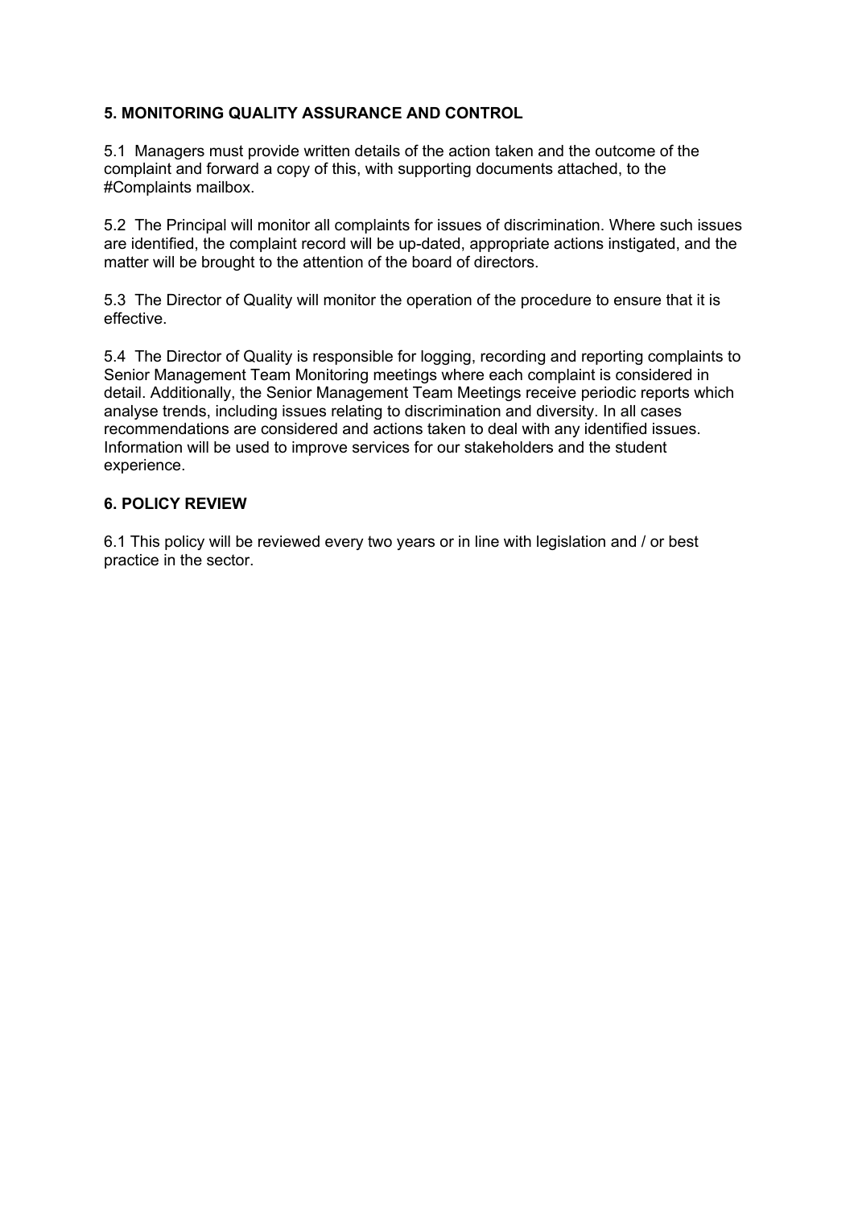## 5. MONITORING QUALITY ASSURANCE AND CONTROL

5.1 Managers must provide written details of the action taken and the outcome of the complaint and forward a copy of this, with supporting documents attached, to the #Complaints mailbox.

5.2 The Principal will monitor all complaints for issues of discrimination. Where such issues are identified, the complaint record will be up-dated, appropriate actions instigated, and the matter will be brought to the attention of the board of directors.

5.3 The Director of Quality will monitor the operation of the procedure to ensure that it is effective.

5.4 The Director of Quality is responsible for logging, recording and reporting complaints to Senior Management Team Monitoring meetings where each complaint is considered in detail. Additionally, the Senior Management Team Meetings receive periodic reports which analyse trends, including issues relating to discrimination and diversity. In all cases recommendations are considered and actions taken to deal with any identified issues. Information will be used to improve services for our stakeholders and the student experience.

## 6. POLICY REVIEW

6.1 This policy will be reviewed every two years or in line with legislation and / or best practice in the sector.